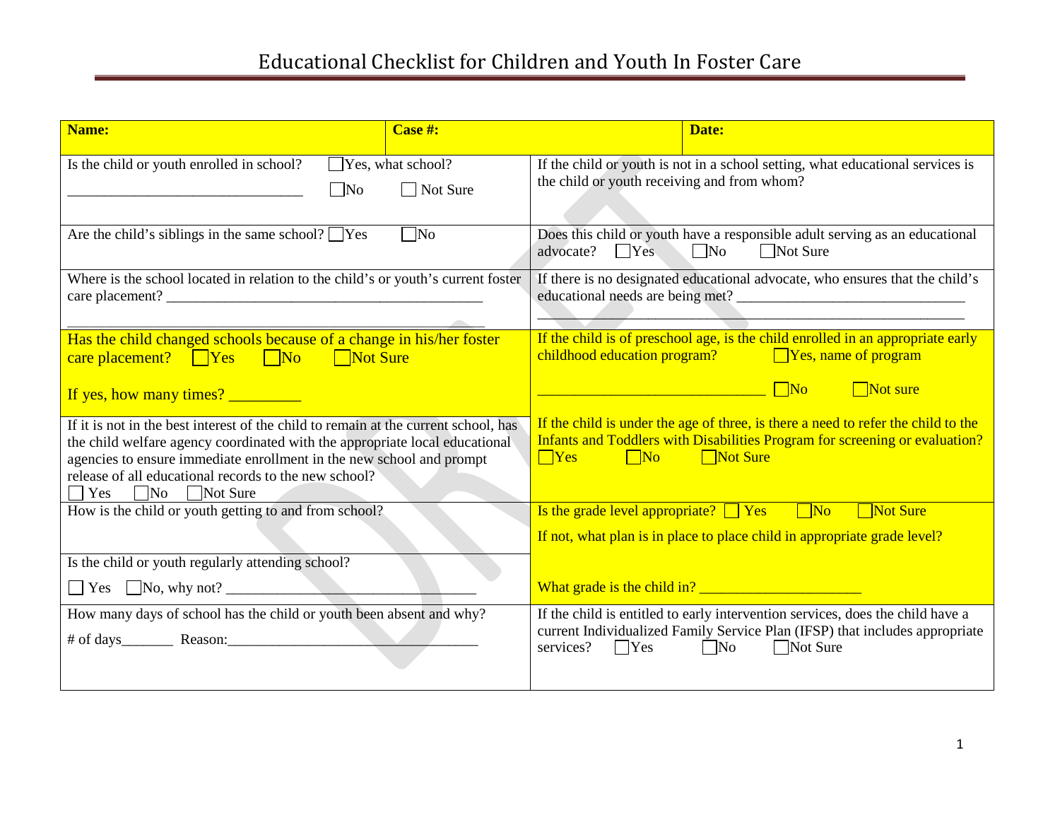# Educational Checklist for Children and Youth In Foster Care

| **Name:** | **Case #:** | **Date:** |
|---|---|---|

| | |
|---|---|
| Is the child or youth enrolled in school? ☐Yes, what school? ________________________________ ☐No ☐ Not Sure | If the child or youth is not in a school setting, what educational services is the child or youth receiving and from whom? |
| Are the child's siblings in the same school? ☐Yes ☐No | Does this child or youth have a responsible adult serving as an educational advocate? ☐Yes ☐No ☐Not Sure |
| Where is the school located in relation to the child's or youth's current foster care placement? ____________________________________________ ____________________________________________ | If there is no designated educational advocate, who ensures that the child's educational needs are being met? ________________________________ ________________________________ |
| Has the child changed schools because of a change in his/her foster care placement? ☐Yes ☐No ☐Not Sure<br><br>If yes, how many times? _________ | If the child is of preschool age, is the child enrolled in an appropriate early childhood education program? ☐Yes, name of program ________________________________ ☐No ☐Not sure |
| If it is not in the best interest of the child to remain at the current school, has the child welfare agency coordinated with the appropriate local educational agencies to ensure immediate enrollment in the new school and prompt release of all educational records to the new school? ☐ Yes ☐No ☐Not Sure | If the child is under the age of three, is there a need to refer the child to the Infants and Toddlers with Disabilities Program for screening or evaluation? ☐Yes ☐No ☐Not Sure |
| How is the child or youth getting to and from school? | Is the grade level appropriate? ☐ Yes ☐No ☐Not Sure<br><br>If not, what plan is in place to place child in appropriate grade level? |
| Is the child or youth regularly attending school?<br><br>☐ Yes ☐No, why not? __________________________________ | What grade is the child in? ______________________ |
| How many days of school has the child or youth been absent and why?<br><br># of days_______ Reason:___________________________________ | If the child is entitled to early intervention services, does the child have a current Individualized Family Service Plan (IFSP) that includes appropriate services? ☐Yes ☐No ☐Not Sure |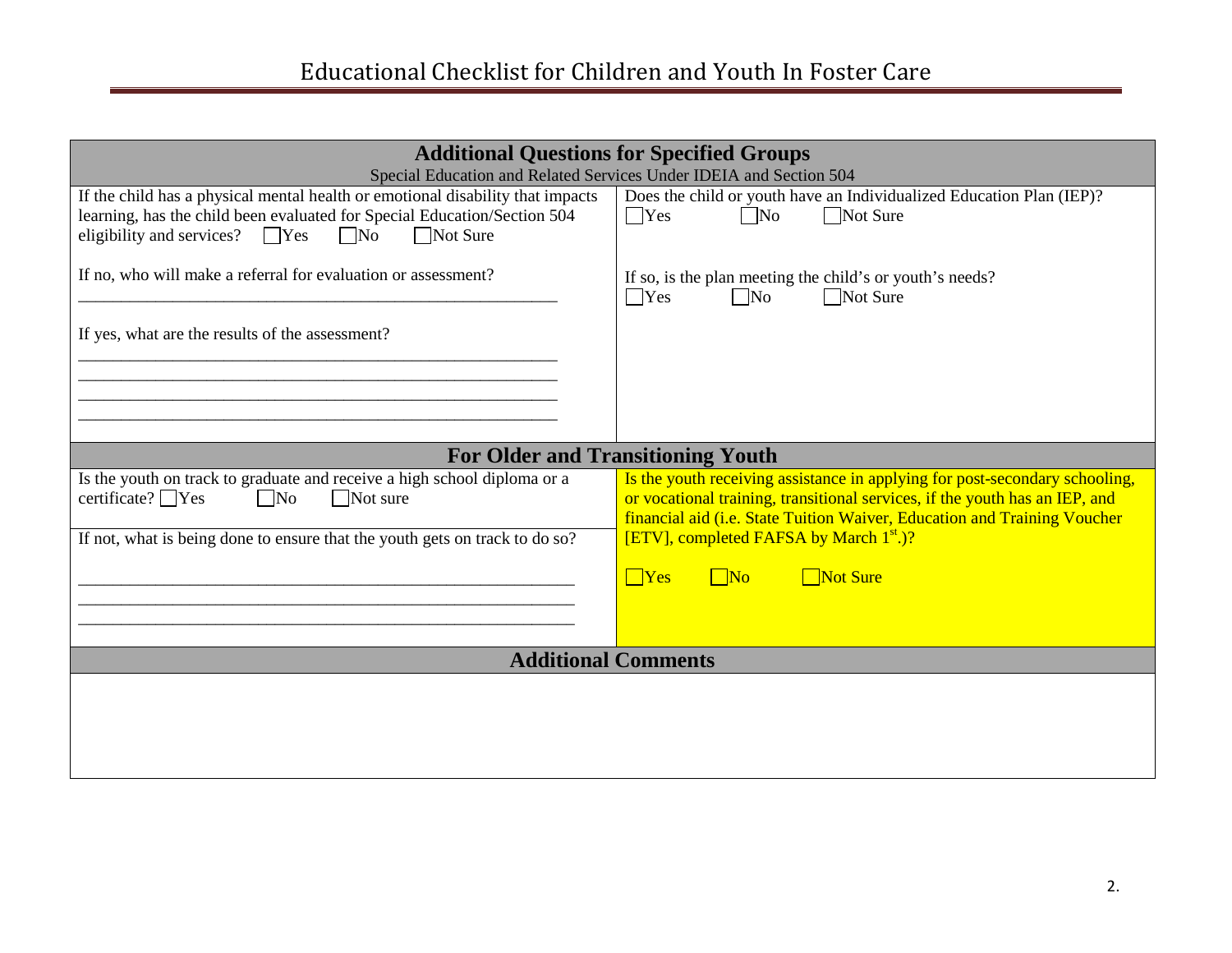# Educational Checklist for Children and Youth In Foster Care

## Additional Questions for Specified Groups

Special Education and Related Services Under IDEIA and Section 504

If the child has a physical mental health or emotional disability that impacts learning, has the child been evaluated for Special Education/Section 504 eligibility and services? ☐ Yes ☐ No ☐ Not Sure

If no, who will make a referral for evaluation or assessment?

\_\_\_\_\_\_\_\_\_\_\_\_\_\_\_\_\_\_\_\_\_\_\_\_\_\_\_\_\_\_\_\_\_\_\_\_\_\_\_\_\_\_\_\_\_\_\_\_\_\_\_\_\_\_\_\_

If yes, what are the results of the assessment?

\_\_\_\_\_\_\_\_\_\_\_\_\_\_\_\_\_\_\_\_\_\_\_\_\_\_\_\_\_\_\_\_\_\_\_\_\_\_\_\_\_\_\_\_\_\_\_\_\_\_\_\_\_\_\_\_
\_\_\_\_\_\_\_\_\_\_\_\_\_\_\_\_\_\_\_\_\_\_\_\_\_\_\_\_\_\_\_\_\_\_\_\_\_\_\_\_\_\_\_\_\_\_\_\_\_\_\_\_\_\_\_\_
\_\_\_\_\_\_\_\_\_\_\_\_\_\_\_\_\_\_\_\_\_\_\_\_\_\_\_\_\_\_\_\_\_\_\_\_\_\_\_\_\_\_\_\_\_\_\_\_\_\_\_\_\_\_\_\_
\_\_\_\_\_\_\_\_\_\_\_\_\_\_\_\_\_\_\_\_\_\_\_\_\_\_\_\_\_\_\_\_\_\_\_\_\_\_\_\_\_\_\_\_\_\_\_\_\_\_\_\_\_\_\_\_

Does the child or youth have an Individualized Education Plan (IEP)?
☐ Yes ☐ No ☐ Not Sure

If so, is the plan meeting the child's or youth's needs?
☐ Yes ☐ No ☐ Not Sure

## For Older and Transitioning Youth

Is the youth on track to graduate and receive a high school diploma or a certificate? ☐ Yes ☐ No ☐ Not sure

If not, what is being done to ensure that the youth gets on track to do so?

\_\_\_\_\_\_\_\_\_\_\_\_\_\_\_\_\_\_\_\_\_\_\_\_\_\_\_\_\_\_\_\_\_\_\_\_\_\_\_\_\_\_\_\_\_\_\_\_\_\_\_\_\_\_\_\_
\_\_\_\_\_\_\_\_\_\_\_\_\_\_\_\_\_\_\_\_\_\_\_\_\_\_\_\_\_\_\_\_\_\_\_\_\_\_\_\_\_\_\_\_\_\_\_\_\_\_\_\_\_\_\_\_
\_\_\_\_\_\_\_\_\_\_\_\_\_\_\_\_\_\_\_\_\_\_\_\_\_\_\_\_\_\_\_\_\_\_\_\_\_\_\_\_\_\_\_\_\_\_\_\_\_\_\_\_\_\_\_\_

Is the youth receiving assistance in applying for post-secondary schooling, or vocational training, transitional services, if the youth has an IEP, and financial aid (i.e. State Tuition Waiver, Education and Training Voucher [ETV], completed FAFSA by March 1st.)?

☐ Yes ☐ No ☐ Not Sure

## Additional Comments